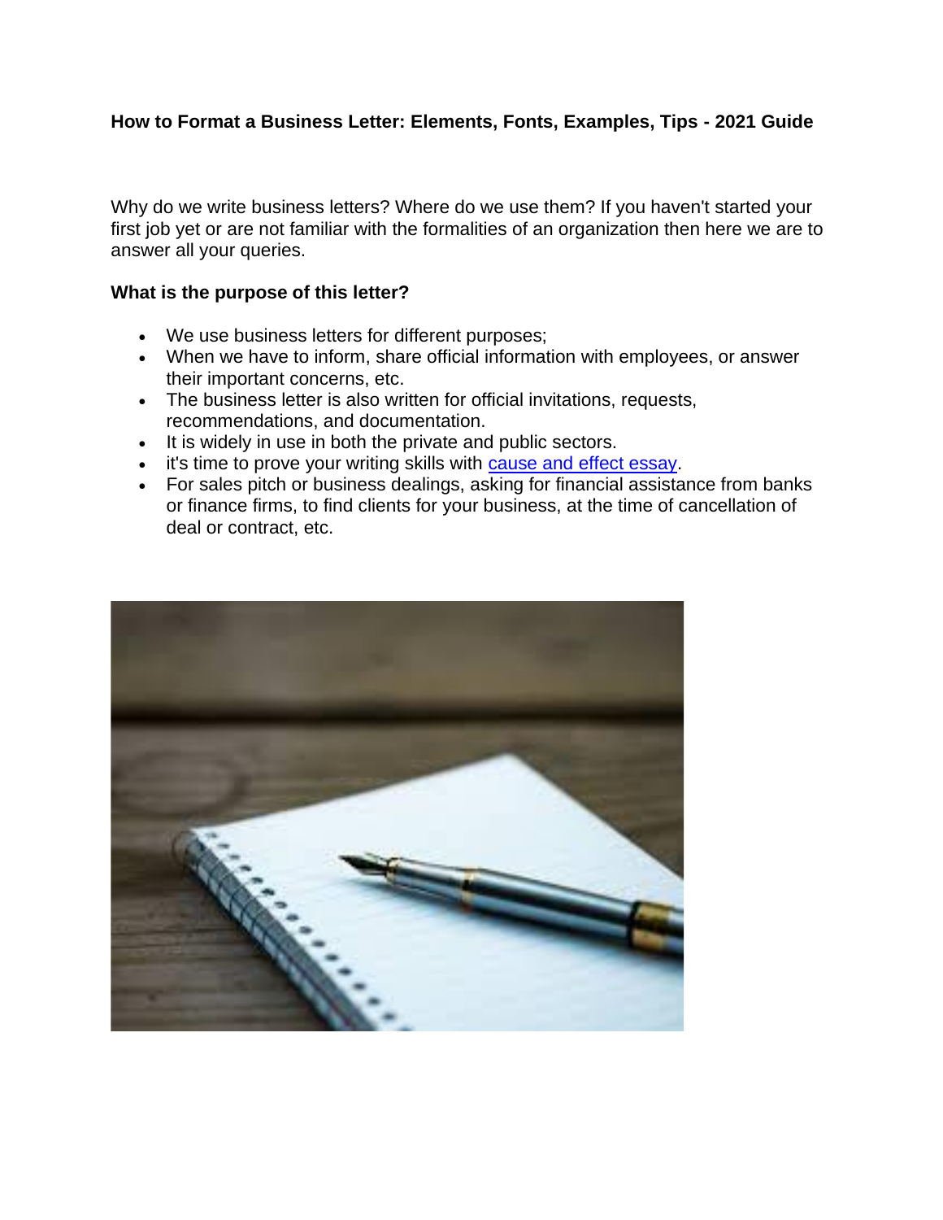# How to Format a Business Letter: Elements, Fonts, Examples, Tips - 2021 Guide

Why do we write business letters? Where do we use them? If you haven't started your first job yet or are not familiar with the formalities of an organization then here we are to answer all your queries.

## What is the purpose of this letter?

- We use business letters for different purposes;
- When we have to inform, share official information with employees, or answer their important concerns, etc.
- The business letter is also written for official invitations, requests, recommendations, and documentation.
- It is widely in use in both the private and public sectors.
- it's time to prove your writing skills with [cause and effect essay](cause and effect essay).
- For sales pitch or business dealings, asking for financial assistance from banks or finance firms, to find clients for your business, at the time of cancellation of deal or contract, etc.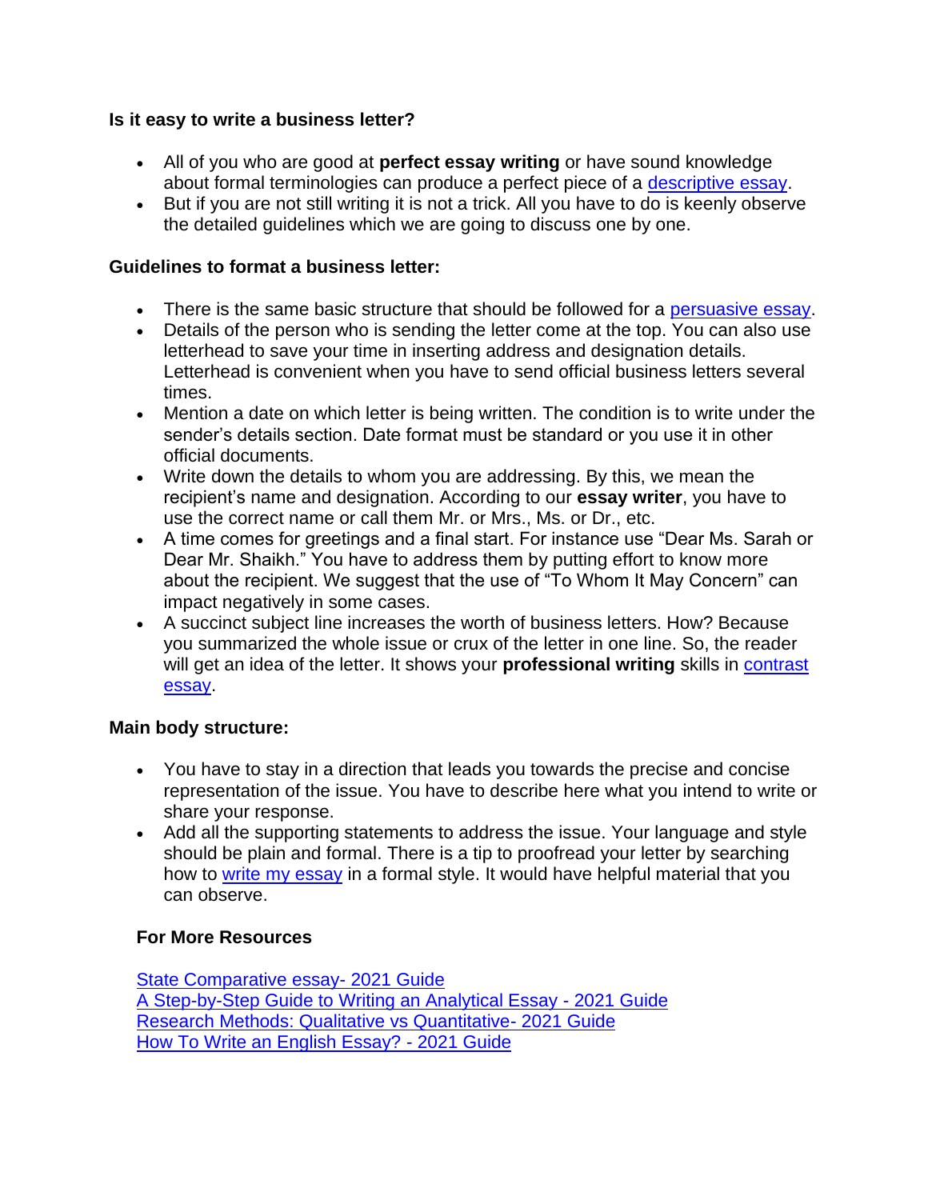**Is it easy to write a business letter?**

- All of you who are good at **perfect essay writing** or have sound knowledge about formal terminologies can produce a perfect piece of a [descriptive essay](#).
- But if you are not still writing it is not a trick. All you have to do is keenly observe the detailed guidelines which we are going to discuss one by one.

**Guidelines to format a business letter:**

- There is the same basic structure that should be followed for a [persuasive essay](#).
- Details of the person who is sending the letter come at the top. You can also use letterhead to save your time in inserting address and designation details. Letterhead is convenient when you have to send official business letters several times.
- Mention a date on which letter is being written. The condition is to write under the sender's details section. Date format must be standard or you use it in other official documents.
- Write down the details to whom you are addressing. By this, we mean the recipient's name and designation. According to our **essay writer**, you have to use the correct name or call them Mr. or Mrs., Ms. or Dr., etc.
- A time comes for greetings and a final start. For instance use "Dear Ms. Sarah or Dear Mr. Shaikh." You have to address them by putting effort to know more about the recipient. We suggest that the use of "To Whom It May Concern" can impact negatively in some cases.
- A succinct subject line increases the worth of business letters. How? Because you summarized the whole issue or crux of the letter in one line. So, the reader will get an idea of the letter. It shows your **professional writing** skills in [contrast essay](#).

**Main body structure:**

- You have to stay in a direction that leads you towards the precise and concise representation of the issue. You have to describe here what you intend to write or share your response.
- Add all the supporting statements to address the issue. Your language and style should be plain and formal. There is a tip to proofread your letter by searching how to [write my essay](#) in a formal style. It would have helpful material that you can observe.

**For More Resources**

[State Comparative essay- 2021 Guide](#)
[A Step-by-Step Guide to Writing an Analytical Essay - 2021 Guide](#)
[Research Methods: Qualitative vs Quantitative- 2021 Guide](#)
[How To Write an English Essay? - 2021 Guide](#)